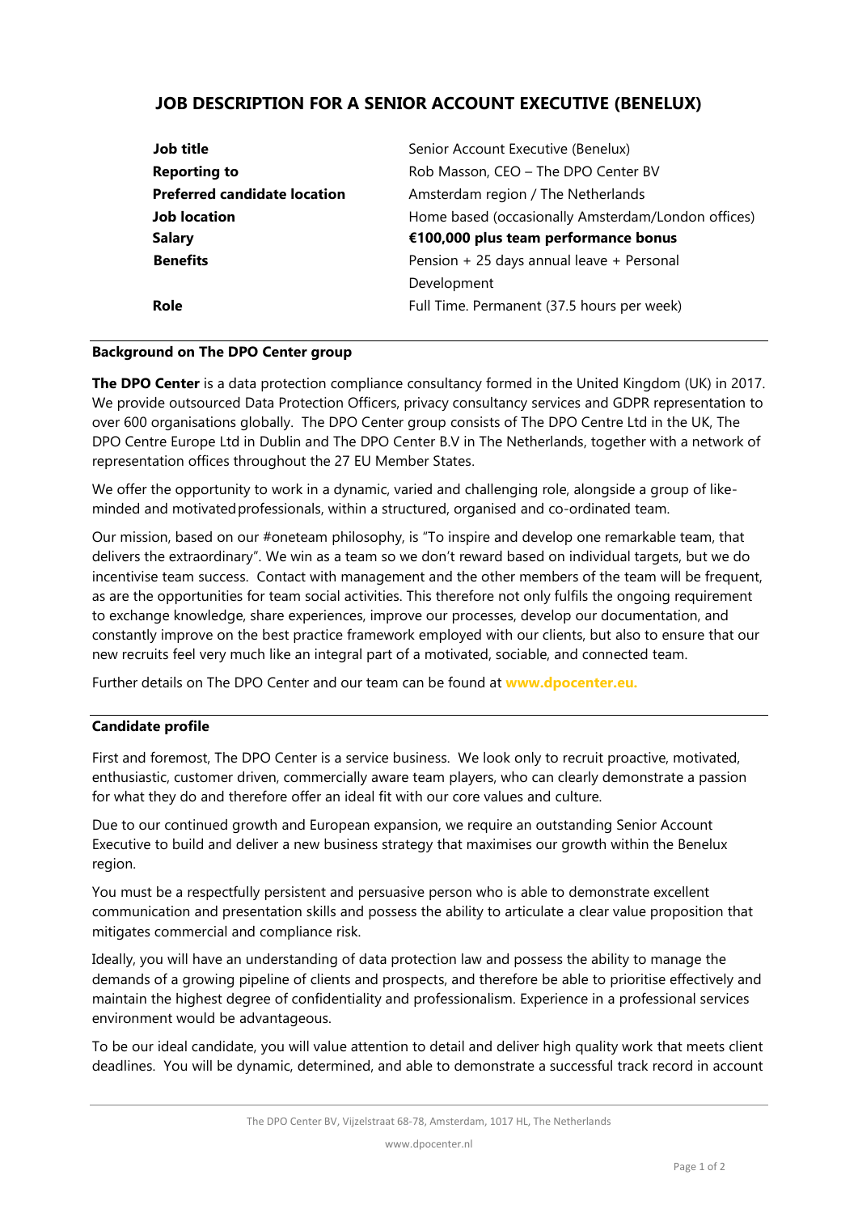# JOB DESCRIPTION FOR A SENIOR ACCOUNT EXECUTIVE (BENELUX)

| | |
|---|---|
| **Job title** | Senior Account Executive (Benelux) |
| **Reporting to** | Rob Masson, CEO – The DPO Center BV |
| **Preferred candidate location** | Amsterdam region / The Netherlands |
| **Job location** | Home based (occasionally Amsterdam/London offices) |
| **Salary** | **€100,000 plus team performance bonus** |
| **Benefits** | Pension + 25 days annual leave + Personal Development |
| **Role** | Full Time. Permanent (37.5 hours per week) |

## Background on The DPO Center group

**The DPO Center** is a data protection compliance consultancy formed in the United Kingdom (UK) in 2017. We provide outsourced Data Protection Officers, privacy consultancy services and GDPR representation to over 600 organisations globally. The DPO Center group consists of The DPO Centre Ltd in the UK, The DPO Centre Europe Ltd in Dublin and The DPO Center B.V in The Netherlands, together with a network of representation offices throughout the 27 EU Member States.

We offer the opportunity to work in a dynamic, varied and challenging role, alongside a group of like-minded and motivated professionals, within a structured, organised and co-ordinated team.

Our mission, based on our #oneteam philosophy, is "To inspire and develop one remarkable team, that delivers the extraordinary". We win as a team so we don't reward based on individual targets, but we do incentivise team success. Contact with management and the other members of the team will be frequent, as are the opportunities for team social activities. This therefore not only fulfils the ongoing requirement to exchange knowledge, share experiences, improve our processes, develop our documentation, and constantly improve on the best practice framework employed with our clients, but also to ensure that our new recruits feel very much like an integral part of a motivated, sociable, and connected team.

Further details on The DPO Center and our team can be found at **www.dpocenter.eu.**

## Candidate profile

First and foremost, The DPO Center is a service business. We look only to recruit proactive, motivated, enthusiastic, customer driven, commercially aware team players, who can clearly demonstrate a passion for what they do and therefore offer an ideal fit with our core values and culture.

Due to our continued growth and European expansion, we require an outstanding Senior Account Executive to build and deliver a new business strategy that maximises our growth within the Benelux region.

You must be a respectfully persistent and persuasive person who is able to demonstrate excellent communication and presentation skills and possess the ability to articulate a clear value proposition that mitigates commercial and compliance risk.

Ideally, you will have an understanding of data protection law and possess the ability to manage the demands of a growing pipeline of clients and prospects, and therefore be able to prioritise effectively and maintain the highest degree of confidentiality and professionalism. Experience in a professional services environment would be advantageous.

To be our ideal candidate, you will value attention to detail and deliver high quality work that meets client deadlines. You will be dynamic, determined, and able to demonstrate a successful track record in account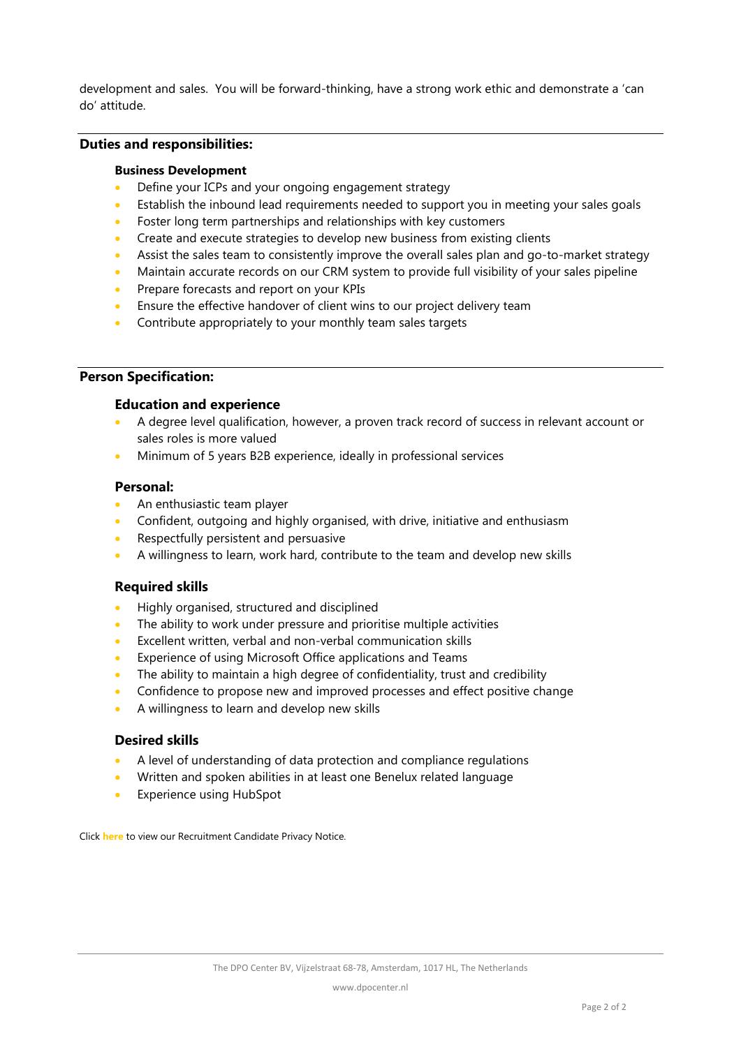development and sales. You will be forward-thinking, have a strong work ethic and demonstrate a 'can do' attitude.

## Duties and responsibilities:

### Business Development

- Define your ICPs and your ongoing engagement strategy
- Establish the inbound lead requirements needed to support you in meeting your sales goals
- Foster long term partnerships and relationships with key customers
- Create and execute strategies to develop new business from existing clients
- Assist the sales team to consistently improve the overall sales plan and go-to-market strategy
- Maintain accurate records on our CRM system to provide full visibility of your sales pipeline
- Prepare forecasts and report on your KPIs
- Ensure the effective handover of client wins to our project delivery team
- Contribute appropriately to your monthly team sales targets

## Person Specification:

### Education and experience

- A degree level qualification, however, a proven track record of success in relevant account or sales roles is more valued
- Minimum of 5 years B2B experience, ideally in professional services

### Personal:

- An enthusiastic team player
- Confident, outgoing and highly organised, with drive, initiative and enthusiasm
- Respectfully persistent and persuasive
- A willingness to learn, work hard, contribute to the team and develop new skills

### Required skills

- Highly organised, structured and disciplined
- The ability to work under pressure and prioritise multiple activities
- Excellent written, verbal and non-verbal communication skills
- Experience of using Microsoft Office applications and Teams
- The ability to maintain a high degree of confidentiality, trust and credibility
- Confidence to propose new and improved processes and effect positive change
- A willingness to learn and develop new skills

### Desired skills

- A level of understanding of data protection and compliance regulations
- Written and spoken abilities in at least one Benelux related language
- Experience using HubSpot

Click **here** to view our Recruitment Candidate Privacy Notice.

The DPO Center BV, Vijzelstraat 68-78, Amsterdam, 1017 HL, The Netherlands

www.dpocenter.nl